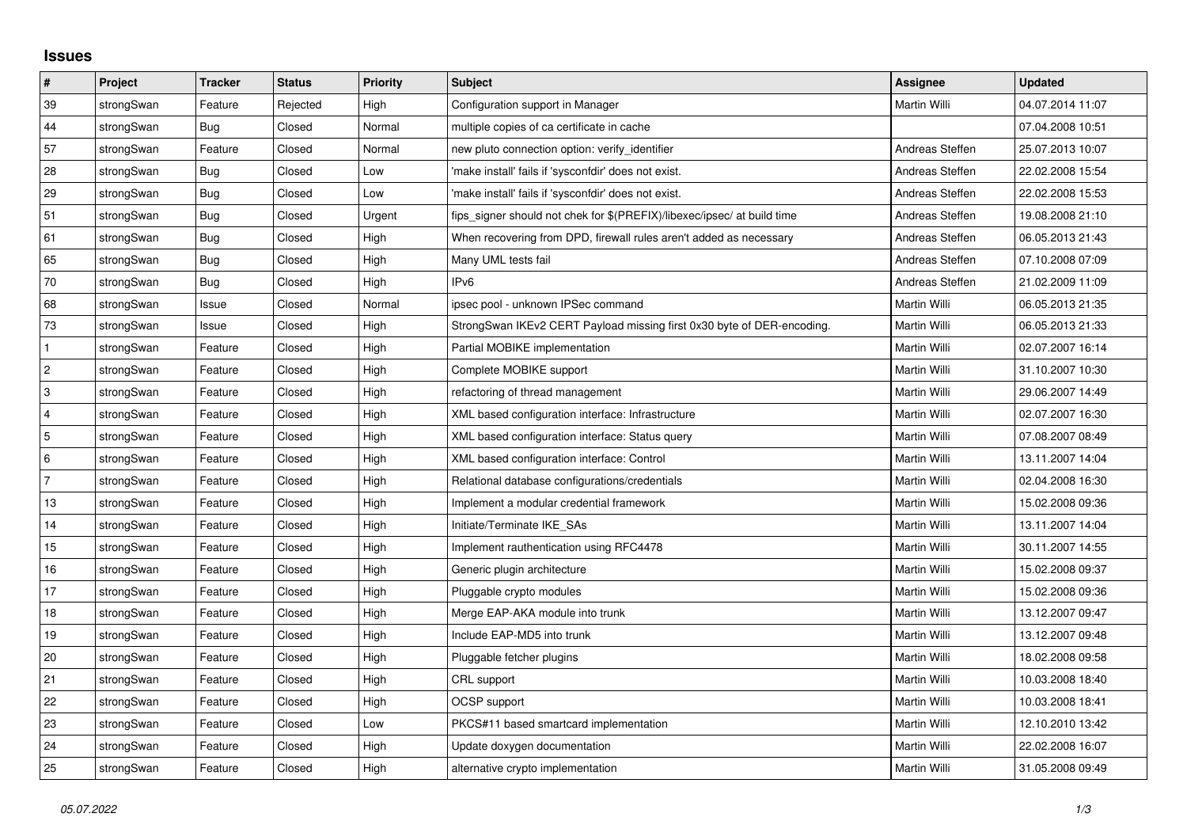# Issues

| # | Project | Tracker | Status | Priority | Subject | Assignee | Updated |
|---|---|---|---|---|---|---|---|
| 39 | strongSwan | Feature | Rejected | High | Configuration support in Manager | Martin Willi | 04.07.2014 11:07 |
| 44 | strongSwan | Bug | Closed | Normal | multiple copies of ca certificate in cache | | 07.04.2008 10:51 |
| 57 | strongSwan | Feature | Closed | Normal | new pluto connection option: verify_identifier | Andreas Steffen | 25.07.2013 10:07 |
| 28 | strongSwan | Bug | Closed | Low | 'make install' fails if 'sysconfdir' does not exist. | Andreas Steffen | 22.02.2008 15:54 |
| 29 | strongSwan | Bug | Closed | Low | 'make install' fails if 'sysconfdir' does not exist. | Andreas Steffen | 22.02.2008 15:53 |
| 51 | strongSwan | Bug | Closed | Urgent | fips_signer should not chek for $(PREFIX)/libexec/ipsec/ at build time | Andreas Steffen | 19.08.2008 21:10 |
| 61 | strongSwan | Bug | Closed | High | When recovering from DPD, firewall rules aren't added as necessary | Andreas Steffen | 06.05.2013 21:43 |
| 65 | strongSwan | Bug | Closed | High | Many UML tests fail | Andreas Steffen | 07.10.2008 07:09 |
| 70 | strongSwan | Bug | Closed | High | IPv6 | Andreas Steffen | 21.02.2009 11:09 |
| 68 | strongSwan | Issue | Closed | Normal | ipsec pool - unknown IPSec command | Martin Willi | 06.05.2013 21:35 |
| 73 | strongSwan | Issue | Closed | High | StrongSwan IKEv2 CERT Payload missing first 0x30 byte of DER-encoding. | Martin Willi | 06.05.2013 21:33 |
| 1 | strongSwan | Feature | Closed | High | Partial MOBIKE implementation | Martin Willi | 02.07.2007 16:14 |
| 2 | strongSwan | Feature | Closed | High | Complete MOBIKE support | Martin Willi | 31.10.2007 10:30 |
| 3 | strongSwan | Feature | Closed | High | refactoring of thread management | Martin Willi | 29.06.2007 14:49 |
| 4 | strongSwan | Feature | Closed | High | XML based configuration interface: Infrastructure | Martin Willi | 02.07.2007 16:30 |
| 5 | strongSwan | Feature | Closed | High | XML based configuration interface: Status query | Martin Willi | 07.08.2007 08:49 |
| 6 | strongSwan | Feature | Closed | High | XML based configuration interface: Control | Martin Willi | 13.11.2007 14:04 |
| 7 | strongSwan | Feature | Closed | High | Relational database configurations/credentials | Martin Willi | 02.04.2008 16:30 |
| 13 | strongSwan | Feature | Closed | High | Implement a modular credential framework | Martin Willi | 15.02.2008 09:36 |
| 14 | strongSwan | Feature | Closed | High | Initiate/Terminate IKE_SAs | Martin Willi | 13.11.2007 14:04 |
| 15 | strongSwan | Feature | Closed | High | Implement rauthentication using RFC4478 | Martin Willi | 30.11.2007 14:55 |
| 16 | strongSwan | Feature | Closed | High | Generic plugin architecture | Martin Willi | 15.02.2008 09:37 |
| 17 | strongSwan | Feature | Closed | High | Pluggable crypto modules | Martin Willi | 15.02.2008 09:36 |
| 18 | strongSwan | Feature | Closed | High | Merge EAP-AKA module into trunk | Martin Willi | 13.12.2007 09:47 |
| 19 | strongSwan | Feature | Closed | High | Include EAP-MD5 into trunk | Martin Willi | 13.12.2007 09:48 |
| 20 | strongSwan | Feature | Closed | High | Pluggable fetcher plugins | Martin Willi | 18.02.2008 09:58 |
| 21 | strongSwan | Feature | Closed | High | CRL support | Martin Willi | 10.03.2008 18:40 |
| 22 | strongSwan | Feature | Closed | High | OCSP support | Martin Willi | 10.03.2008 18:41 |
| 23 | strongSwan | Feature | Closed | Low | PKCS#11 based smartcard implementation | Martin Willi | 12.10.2010 13:42 |
| 24 | strongSwan | Feature | Closed | High | Update doxygen documentation | Martin Willi | 22.02.2008 16:07 |
| 25 | strongSwan | Feature | Closed | High | alternative crypto implementation | Martin Willi | 31.05.2008 09:49 |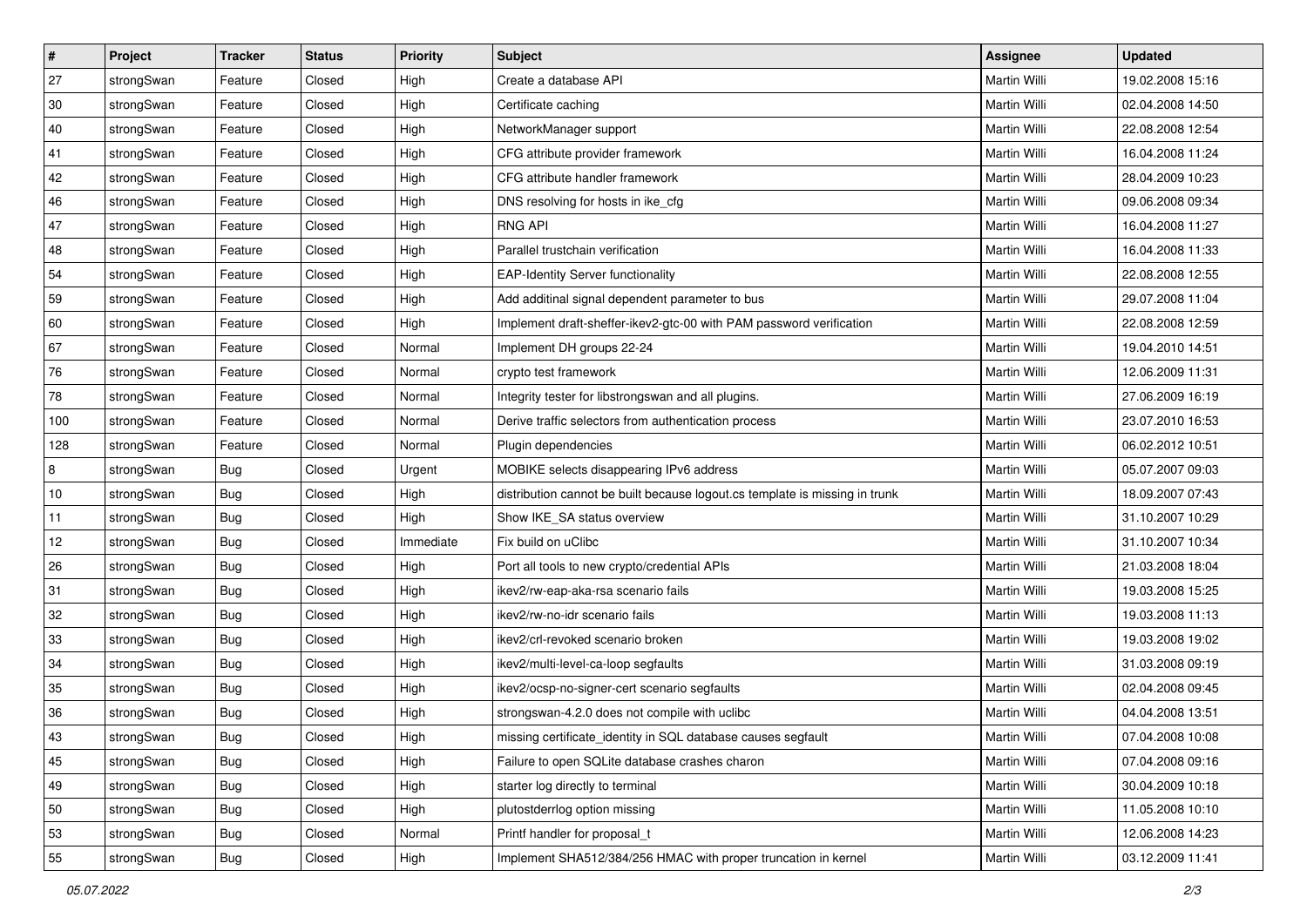| # | Project | Tracker | Status | Priority | Subject | Assignee | Updated |
|---|---|---|---|---|---|---|---|
| 27 | strongSwan | Feature | Closed | High | Create a database API | Martin Willi | 19.02.2008 15:16 |
| 30 | strongSwan | Feature | Closed | High | Certificate caching | Martin Willi | 02.04.2008 14:50 |
| 40 | strongSwan | Feature | Closed | High | NetworkManager support | Martin Willi | 22.08.2008 12:54 |
| 41 | strongSwan | Feature | Closed | High | CFG attribute provider framework | Martin Willi | 16.04.2008 11:24 |
| 42 | strongSwan | Feature | Closed | High | CFG attribute handler framework | Martin Willi | 28.04.2009 10:23 |
| 46 | strongSwan | Feature | Closed | High | DNS resolving for hosts in ike_cfg | Martin Willi | 09.06.2008 09:34 |
| 47 | strongSwan | Feature | Closed | High | RNG API | Martin Willi | 16.04.2008 11:27 |
| 48 | strongSwan | Feature | Closed | High | Parallel trustchain verification | Martin Willi | 16.04.2008 11:33 |
| 54 | strongSwan | Feature | Closed | High | EAP-Identity Server functionality | Martin Willi | 22.08.2008 12:55 |
| 59 | strongSwan | Feature | Closed | High | Add additinal signal dependent parameter to bus | Martin Willi | 29.07.2008 11:04 |
| 60 | strongSwan | Feature | Closed | High | Implement draft-sheffer-ikev2-gtc-00 with PAM password verification | Martin Willi | 22.08.2008 12:59 |
| 67 | strongSwan | Feature | Closed | Normal | Implement DH groups 22-24 | Martin Willi | 19.04.2010 14:51 |
| 76 | strongSwan | Feature | Closed | Normal | crypto test framework | Martin Willi | 12.06.2009 11:31 |
| 78 | strongSwan | Feature | Closed | Normal | Integrity tester for libstrongswan and all plugins. | Martin Willi | 27.06.2009 16:19 |
| 100 | strongSwan | Feature | Closed | Normal | Derive traffic selectors from authentication process | Martin Willi | 23.07.2010 16:53 |
| 128 | strongSwan | Feature | Closed | Normal | Plugin dependencies | Martin Willi | 06.02.2012 10:51 |
| 8 | strongSwan | Bug | Closed | Urgent | MOBIKE selects disappearing IPv6 address | Martin Willi | 05.07.2007 09:03 |
| 10 | strongSwan | Bug | Closed | High | distribution cannot be built because logout.cs template is missing in trunk | Martin Willi | 18.09.2007 07:43 |
| 11 | strongSwan | Bug | Closed | High | Show IKE_SA status overview | Martin Willi | 31.10.2007 10:29 |
| 12 | strongSwan | Bug | Closed | Immediate | Fix build on uClibc | Martin Willi | 31.10.2007 10:34 |
| 26 | strongSwan | Bug | Closed | High | Port all tools to new crypto/credential APIs | Martin Willi | 21.03.2008 18:04 |
| 31 | strongSwan | Bug | Closed | High | ikev2/rw-eap-aka-rsa scenario fails | Martin Willi | 19.03.2008 15:25 |
| 32 | strongSwan | Bug | Closed | High | ikev2/rw-no-idr scenario fails | Martin Willi | 19.03.2008 11:13 |
| 33 | strongSwan | Bug | Closed | High | ikev2/crl-revoked scenario broken | Martin Willi | 19.03.2008 19:02 |
| 34 | strongSwan | Bug | Closed | High | ikev2/multi-level-ca-loop segfaults | Martin Willi | 31.03.2008 09:19 |
| 35 | strongSwan | Bug | Closed | High | ikev2/ocsp-no-signer-cert scenario segfaults | Martin Willi | 02.04.2008 09:45 |
| 36 | strongSwan | Bug | Closed | High | strongswan-4.2.0 does not compile with uclibc | Martin Willi | 04.04.2008 13:51 |
| 43 | strongSwan | Bug | Closed | High | missing certificate_identity in SQL database causes segfault | Martin Willi | 07.04.2008 10:08 |
| 45 | strongSwan | Bug | Closed | High | Failure to open SQLite database crashes charon | Martin Willi | 07.04.2008 09:16 |
| 49 | strongSwan | Bug | Closed | High | starter log directly to terminal | Martin Willi | 30.04.2009 10:18 |
| 50 | strongSwan | Bug | Closed | High | plutostderrlog option missing | Martin Willi | 11.05.2008 10:10 |
| 53 | strongSwan | Bug | Closed | Normal | Printf handler for proposal_t | Martin Willi | 12.06.2008 14:23 |
| 55 | strongSwan | Bug | Closed | High | Implement SHA512/384/256 HMAC with proper truncation in kernel | Martin Willi | 03.12.2009 11:41 |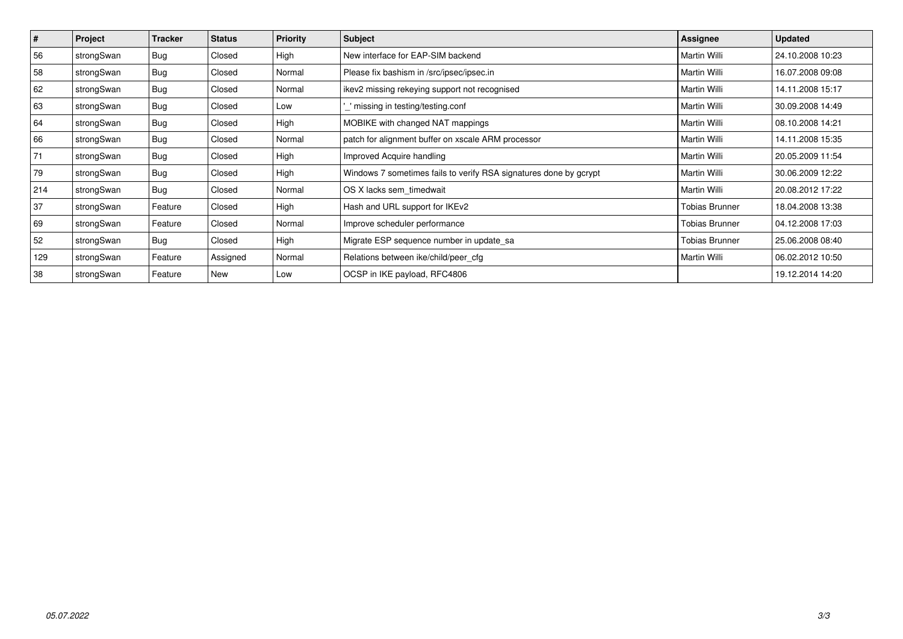| # | Project | Tracker | Status | Priority | Subject | Assignee | Updated |
|---|---|---|---|---|---|---|---|
| 56 | strongSwan | Bug | Closed | High | New interface for EAP-SIM backend | Martin Willi | 24.10.2008 10:23 |
| 58 | strongSwan | Bug | Closed | Normal | Please fix bashism in /src/ipsec/ipsec.in | Martin Willi | 16.07.2008 09:08 |
| 62 | strongSwan | Bug | Closed | Normal | ikev2 missing rekeying support not recognised | Martin Willi | 14.11.2008 15:17 |
| 63 | strongSwan | Bug | Closed | Low | '_' missing in testing/testing.conf | Martin Willi | 30.09.2008 14:49 |
| 64 | strongSwan | Bug | Closed | High | MOBIKE with changed NAT mappings | Martin Willi | 08.10.2008 14:21 |
| 66 | strongSwan | Bug | Closed | Normal | patch for alignment buffer on xscale ARM processor | Martin Willi | 14.11.2008 15:35 |
| 71 | strongSwan | Bug | Closed | High | Improved Acquire handling | Martin Willi | 20.05.2009 11:54 |
| 79 | strongSwan | Bug | Closed | High | Windows 7 sometimes fails to verify RSA signatures done by gcrypt | Martin Willi | 30.06.2009 12:22 |
| 214 | strongSwan | Bug | Closed | Normal | OS X lacks sem_timedwait | Martin Willi | 20.08.2012 17:22 |
| 37 | strongSwan | Feature | Closed | High | Hash and URL support for IKEv2 | Tobias Brunner | 18.04.2008 13:38 |
| 69 | strongSwan | Feature | Closed | Normal | Improve scheduler performance | Tobias Brunner | 04.12.2008 17:03 |
| 52 | strongSwan | Bug | Closed | High | Migrate ESP sequence number in update_sa | Tobias Brunner | 25.06.2008 08:40 |
| 129 | strongSwan | Feature | Assigned | Normal | Relations between ike/child/peer_cfg | Martin Willi | 06.02.2012 10:50 |
| 38 | strongSwan | Feature | New | Low | OCSP in IKE payload, RFC4806 | | 19.12.2014 14:20 |

*05.07.2022*